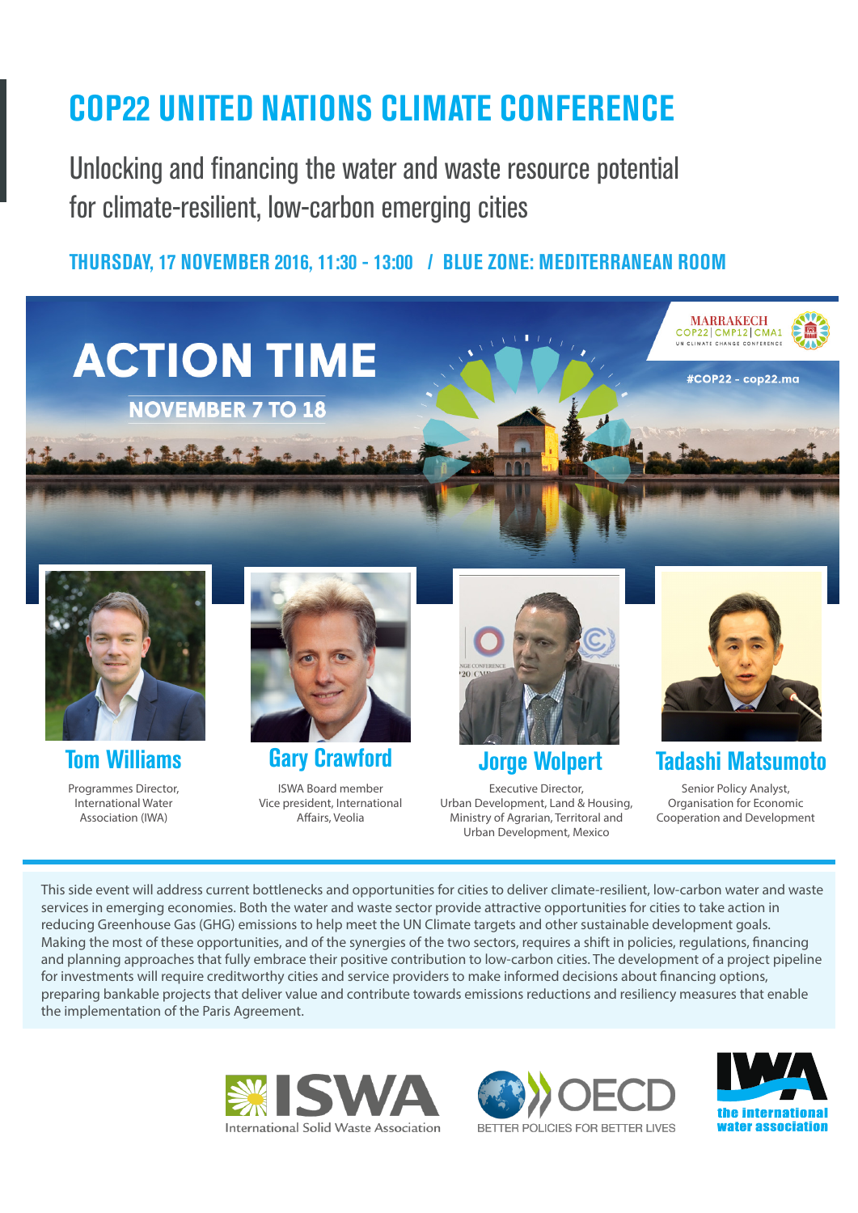# COP22 UNITED NATIONS CLIMATE CONFERENCE

## Unlocking and financing the water and waste resource potential for climate-resilient, low-carbon emerging cities

**THURSDAY, 17 NOVEMBER 2016, 11:30 - 13:00 / BLUE ZONE: MEDITERRANEAN ROOM**

ACTION TIME

NOVEMBER 7 TO 18

MARRAKECH COP22 | CMP12 | CMA1 UN CLIMATE CHANGE CONFERENCE

#COP22 - cop22.ma

### Tom Williams

Programmes Director, International Water Association (IWA)

### Gary Crawford

ISWA Board member Vice president, International Affairs, Veolia

### Jorge Wolpert

Executive Director, Urban Development, Land & Housing, Ministry of Agrarian, Territoral and Urban Development, Mexico

### Tadashi Matsumoto

Senior Policy Analyst, Organisation for Economic Cooperation and Development

This side event will address current bottlenecks and opportunities for cities to deliver climate-resilient, low-carbon water and waste services in emerging economies. Both the water and waste sector provide attractive opportunities for cities to take action in reducing Greenhouse Gas (GHG) emissions to help meet the UN Climate targets and other sustainable development goals. Making the most of these opportunities, and of the synergies of the two sectors, requires a shift in policies, regulations, financing and planning approaches that fully embrace their positive contribution to low-carbon cities. The development of a project pipeline for investments will require creditworthy cities and service providers to make informed decisions about financing options, preparing bankable projects that deliver value and contribute towards emissions reductions and resiliency measures that enable the implementation of the Paris Agreement.

ISWA International Solid Waste Association

OECD BETTER POLICIES FOR BETTER LIVES

IWA the international water association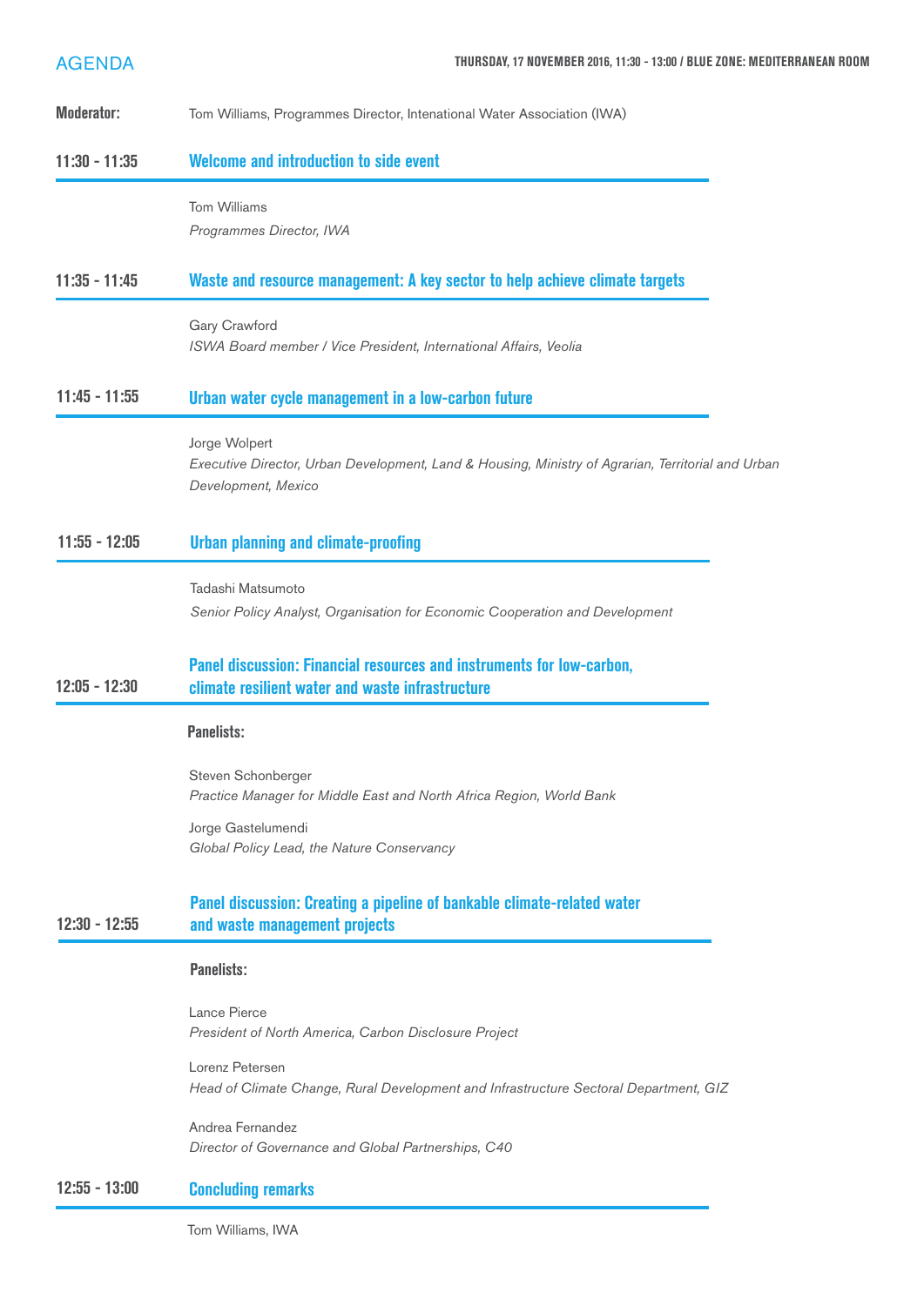# AGENDA

**THURSDAY, 17 NOVEMBER 2016, 11:30 - 13:00 / BLUE ZONE: MEDITERRANEAN ROOM**

**Moderator:** Tom Williams, Programmes Director, Intenational Water Association (IWA)

## 11:30 - 11:35 Welcome and introduction to side event

Tom Williams
*Programmes Director, IWA*

## 11:35 - 11:45 Waste and resource management: A key sector to help achieve climate targets

Gary Crawford
*ISWA Board member / Vice President, International Affairs, Veolia*

## 11:45 - 11:55 Urban water cycle management in a low-carbon future

Jorge Wolpert
*Executive Director, Urban Development, Land & Housing, Ministry of Agrarian, Territorial and Urban Development, Mexico*

## 11:55 - 12:05 Urban planning and climate-proofing

Tadashi Matsumoto
*Senior Policy Analyst, Organisation for Economic Cooperation and Development*

## 12:05 - 12:30 Panel discussion: Financial resources and instruments for low-carbon, climate resilient water and waste infrastructure

**Panelists:**

Steven Schonberger
*Practice Manager for Middle East and North Africa Region, World Bank*

Jorge Gastelumendi
*Global Policy Lead, the Nature Conservancy*

## 12:30 - 12:55 Panel discussion: Creating a pipeline of bankable climate-related water and waste management projects

**Panelists:**

Lance Pierce
*President of North America, Carbon Disclosure Project*

Lorenz Petersen
*Head of Climate Change, Rural Development and Infrastructure Sectoral Department, GIZ*

Andrea Fernandez
*Director of Governance and Global Partnerships, C40*

## 12:55 - 13:00 Concluding remarks

Tom Williams, IWA